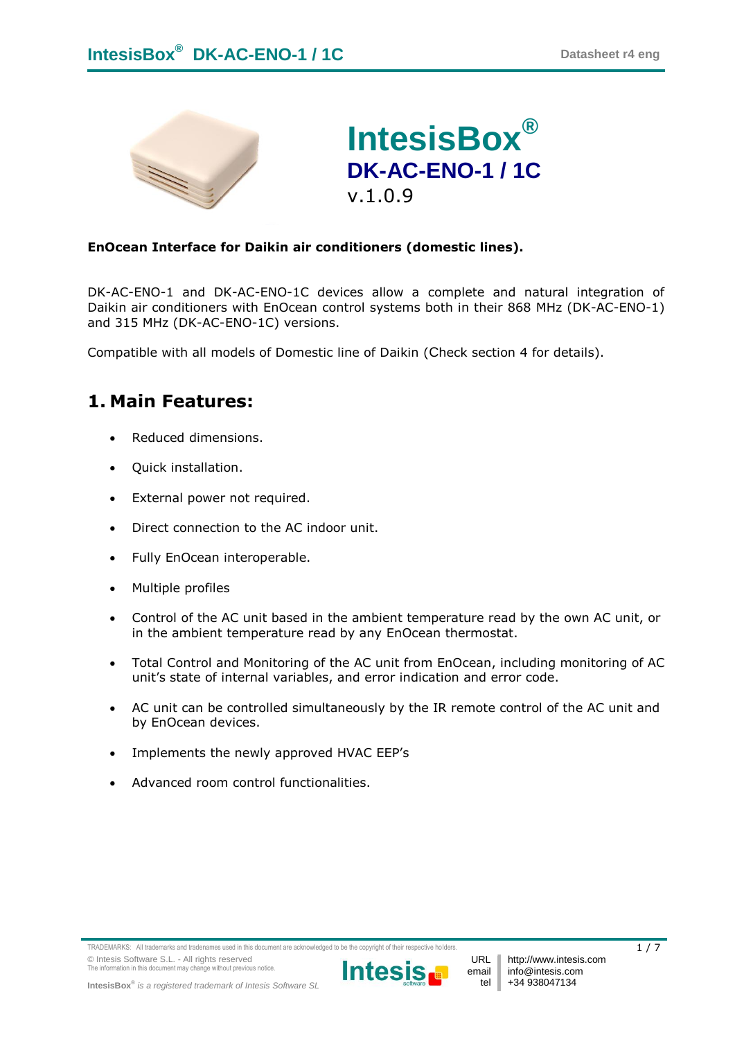# IntesisBox®

## DK-AC-ENO-1 / 1C

v.1.0.9

**EnOcean Interface for Daikin air conditioners (domestic lines).**

DK-AC-ENO-1 and DK-AC-ENO-1C devices allow a complete and natural integration of Daikin air conditioners with EnOcean control systems both in their 868 MHz (DK-AC-ENO-1) and 315 MHz (DK-AC-ENO-1C) versions.

Compatible with all models of Domestic line of Daikin (Check section 4 for details).

## 1. Main Features:

- Reduced dimensions.
- Quick installation.
- External power not required.
- Direct connection to the AC indoor unit.
- Fully EnOcean interoperable.
- Multiple profiles
- Control of the AC unit based in the ambient temperature read by the own AC unit, or in the ambient temperature read by any EnOcean thermostat.
- Total Control and Monitoring of the AC unit from EnOcean, including monitoring of AC unit's state of internal variables, and error indication and error code.
- AC unit can be controlled simultaneously by the IR remote control of the AC unit and by EnOcean devices.
- Implements the newly approved HVAC EEP's
- Advanced room control functionalities.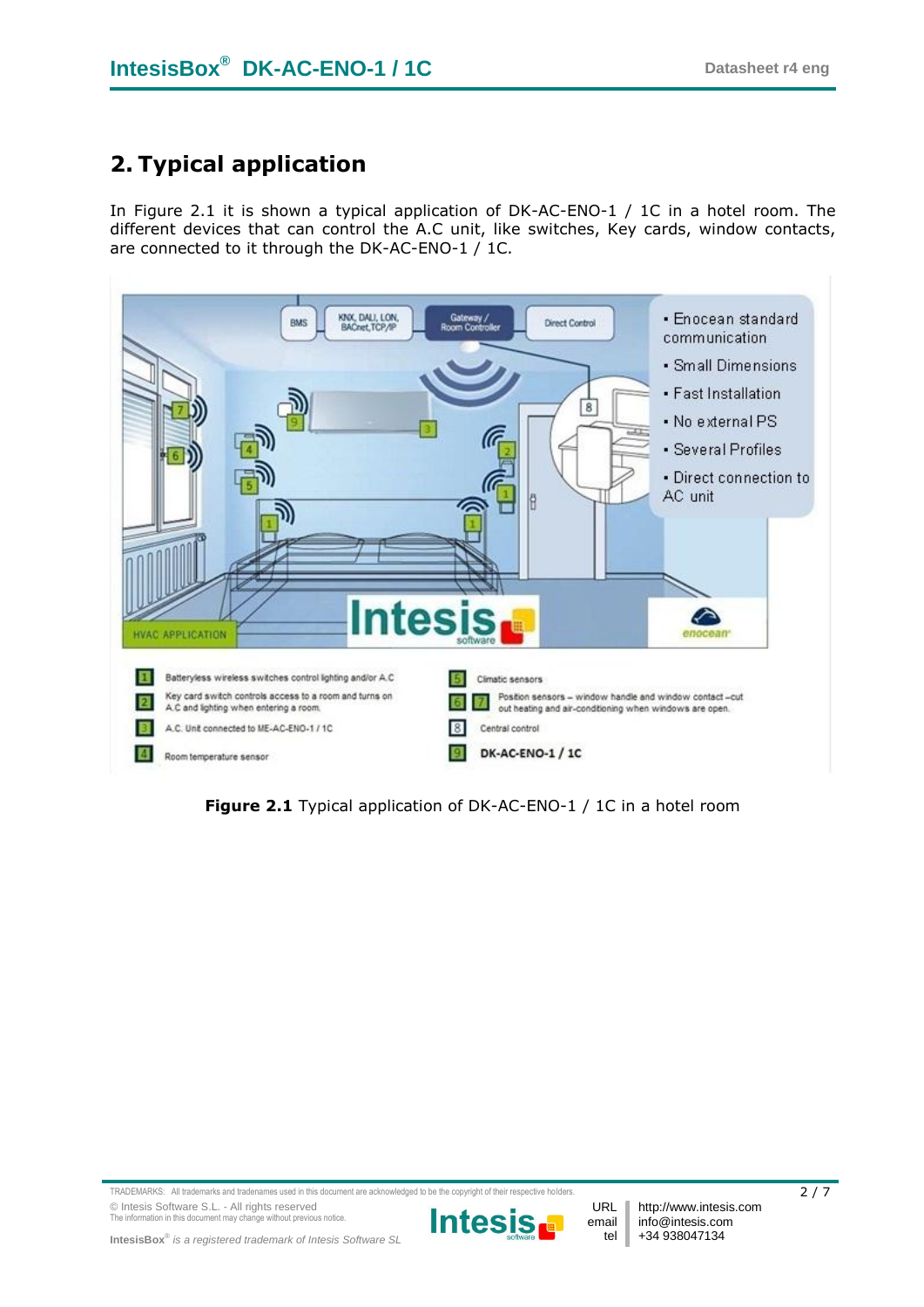## 2. Typical application

In Figure 2.1 it is shown a typical application of DK-AC-ENO-1 / 1C in a hotel room. The different devices that can control the A.C unit, like switches, Key cards, window contacts, are connected to it through the DK-AC-ENO-1 / 1C.

BMS | KNX, DALI, LON, BACnet,TCP/IP | Gateway / Room Controller | Direct Control

- Enocean standard communication
- Small Dimensions
- Fast Installation
- No external PS
- Several Profiles
- Direct connection to AC unit

HVAC APPLICATION

1. Batteryless wireless switches control lighting and/or A.C
2. Key card switch controls access to a room and turns on A.C and lighting when entering a room.
3. A.C. Unit connected to ME-AC-ENO-1 / 1C
4. Room temperature sensor
5. Climatic sensors
6. 7. Position sensors – window handle and window contact –cut out heating and air-conditioning when windows are open.
8. Central control
9. DK-AC-ENO-1 / 1C

**Figure 2.1** Typical application of DK-AC-ENO-1 / 1C in a hotel room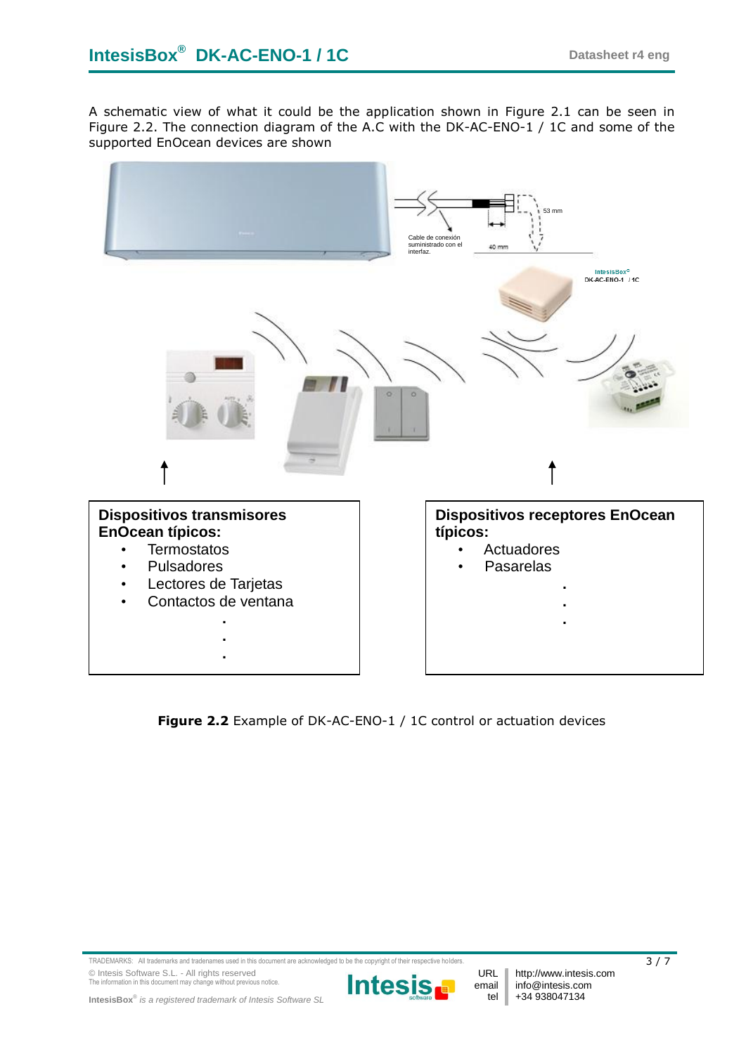A schematic view of what it could be the application shown in Figure 2.1 can be seen in Figure 2.2. The connection diagram of the A.C with the DK-AC-ENO-1 / 1C and some of the supported EnOcean devices are shown

**Dispositivos transmisores EnOcean típicos:**

- Termostatos
- Pulsadores
- Lectores de Tarjetas
- Contactos de ventana

.
.
.

**Dispositivos receptores EnOcean típicos:**

- Actuadores
- Pasarelas

.
.
.

**Figure 2.2** Example of DK-AC-ENO-1 / 1C control or actuation devices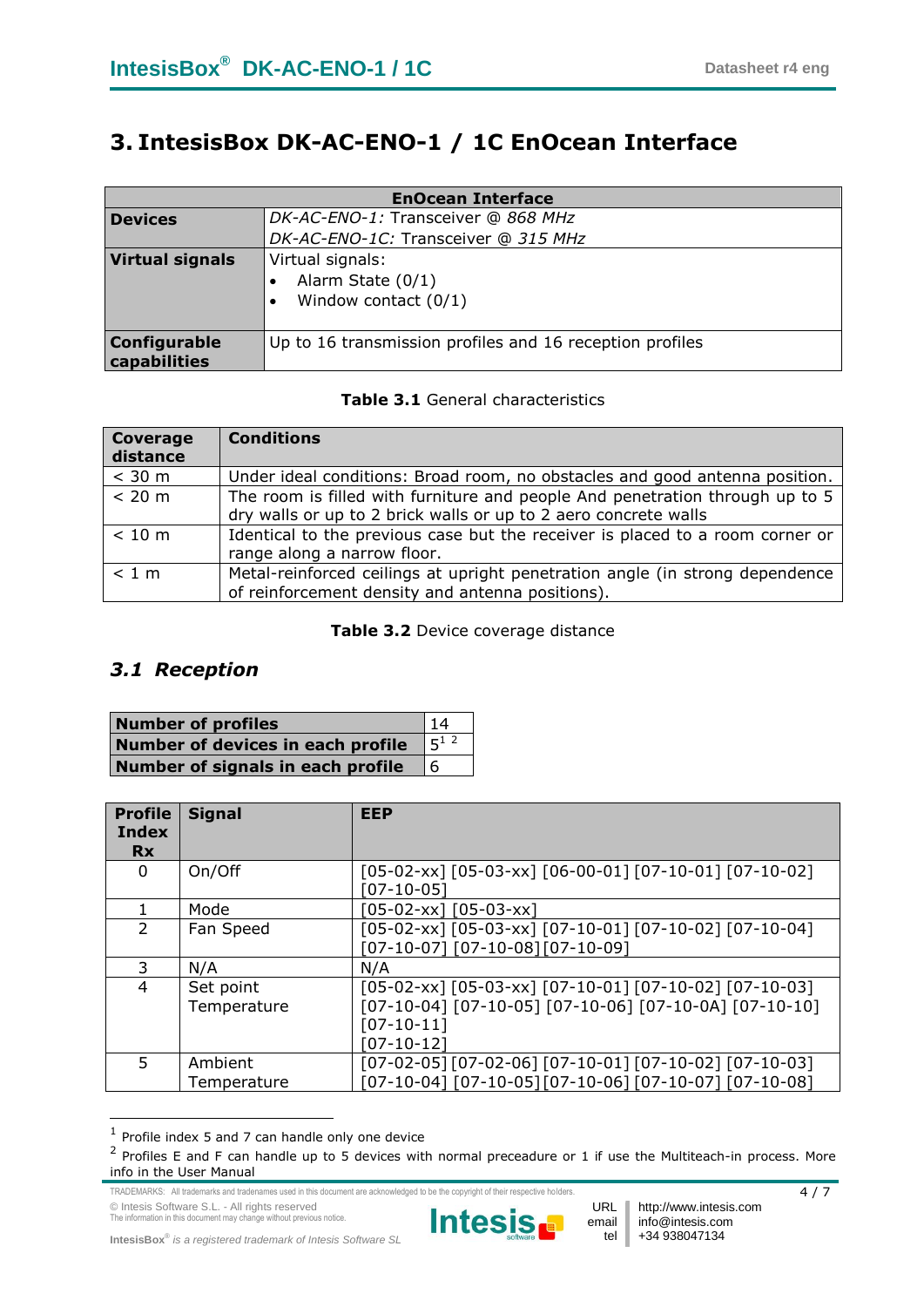# 3. IntesisBox DK-AC-ENO-1 / 1C EnOcean Interface

| EnOcean Interface | |
|---|---|
| **Devices** | *DK-AC-ENO-1:* Transceiver @ *868 MHz*<br>*DK-AC-ENO-1C:* Transceiver @ *315 MHz* |
| **Virtual signals** | Virtual signals:<br>• Alarm State (0/1)<br>• Window contact (0/1) |
| **Configurable capabilities** | Up to 16 transmission profiles and 16 reception profiles |

**Table 3.1** General characteristics

| Coverage distance | Conditions |
|---|---|
| < 30 m | Under ideal conditions: Broad room, no obstacles and good antenna position. |
| < 20 m | The room is filled with furniture and people And penetration through up to 5 dry walls or up to 2 brick walls or up to 2 aero concrete walls |
| < 10 m | Identical to the previous case but the receiver is placed to a room corner or range along a narrow floor. |
| < 1 m | Metal-reinforced ceilings at upright penetration angle (in strong dependence of reinforcement density and antenna positions). |

**Table 3.2** Device coverage distance

## *3.1 Reception*

| | |
|---|---|
| **Number of profiles** | 14 |
| **Number of devices in each profile** | 5[1 2] |
| **Number of signals in each profile** | 6 |

| Profile Index Rx | Signal | EEP |
|---|---|---|
| 0 | On/Off | [05-02-xx] [05-03-xx] [06-00-01] [07-10-01] [07-10-02] [07-10-05] |
| 1 | Mode | [05-02-xx] [05-03-xx] |
| 2 | Fan Speed | [05-02-xx] [05-03-xx] [07-10-01] [07-10-02] [07-10-04] [07-10-07] [07-10-08][07-10-09] |
| 3 | N/A | N/A |
| 4 | Set point Temperature | [05-02-xx] [05-03-xx] [07-10-01] [07-10-02] [07-10-03] [07-10-04] [07-10-05] [07-10-06] [07-10-0A] [07-10-10] [07-10-11] [07-10-12] |
| 5 | Ambient Temperature | [07-02-05] [07-02-06] [07-10-01] [07-10-02] [07-10-03] [07-10-04] [07-10-05][07-10-06] [07-10-07] [07-10-08] |

[1] Profile index 5 and 7 can handle only one device

[2] Profiles E and F can handle up to 5 devices with normal preceadure or 1 if use the Multiteach-in process. More info in the User Manual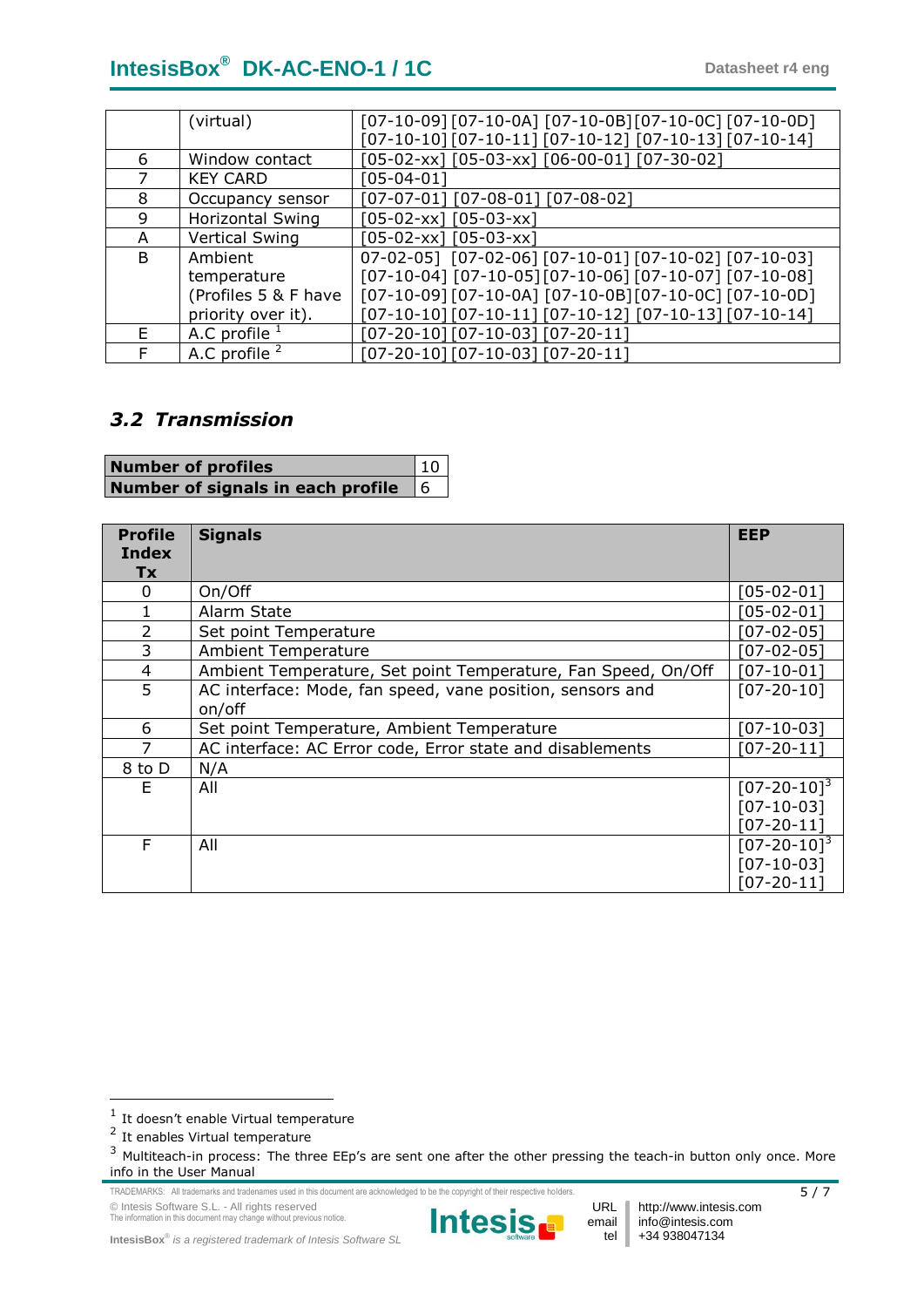| | | |
|---|---|---|
| | (virtual) | [07-10-09] [07-10-0A] [07-10-0B] [07-10-0C] [07-10-0D] [07-10-10] [07-10-11] [07-10-12] [07-10-13] [07-10-14] |
| 6 | Window contact | [05-02-xx] [05-03-xx] [06-00-01] [07-30-02] |
| 7 | KEY CARD | [05-04-01] |
| 8 | Occupancy sensor | [07-07-01] [07-08-01] [07-08-02] |
| 9 | Horizontal Swing | [05-02-xx] [05-03-xx] |
| A | Vertical Swing | [05-02-xx] [05-03-xx] |
| B | Ambient temperature (Profiles 5 & F have priority over it). | 07-02-05] [07-02-06] [07-10-01] [07-10-02] [07-10-03] [07-10-04] [07-10-05] [07-10-06] [07-10-07] [07-10-08] [07-10-09] [07-10-0A] [07-10-0B] [07-10-0C] [07-10-0D] [07-10-10] [07-10-11] [07-10-12] [07-10-13] [07-10-14] |
| E | A.C profile [1] | [07-20-10] [07-10-03] [07-20-11] |
| F | A.C profile [2] | [07-20-10] [07-10-03] [07-20-11] |

### *3.2 Transmission*

| | |
|---|---|
| **Number of profiles** | 10 |
| **Number of signals in each profile** | 6 |

| Profile Index Tx | Signals | EEP |
|---|---|---|
| 0 | On/Off | [05-02-01] |
| 1 | Alarm State | [05-02-01] |
| 2 | Set point Temperature | [07-02-05] |
| 3 | Ambient Temperature | [07-02-05] |
| 4 | Ambient Temperature, Set point Temperature, Fan Speed, On/Off | [07-10-01] |
| 5 | AC interface: Mode, fan speed, vane position, sensors and on/off | [07-20-10] |
| 6 | Set point Temperature, Ambient Temperature | [07-10-03] |
| 7 | AC interface: AC Error code, Error state and disablements | [07-20-11] |
| 8 to D | N/A | |
| E | All | [07-20-10][3] [07-10-03] [07-20-11] |
| F | All | [07-20-10][3] [07-10-03] [07-20-11] |

[1] It doesn't enable Virtual temperature

[2] It enables Virtual temperature

[3] Multiteach-in process: The three EEp's are sent one after the other pressing the teach-in button only once. More info in the User Manual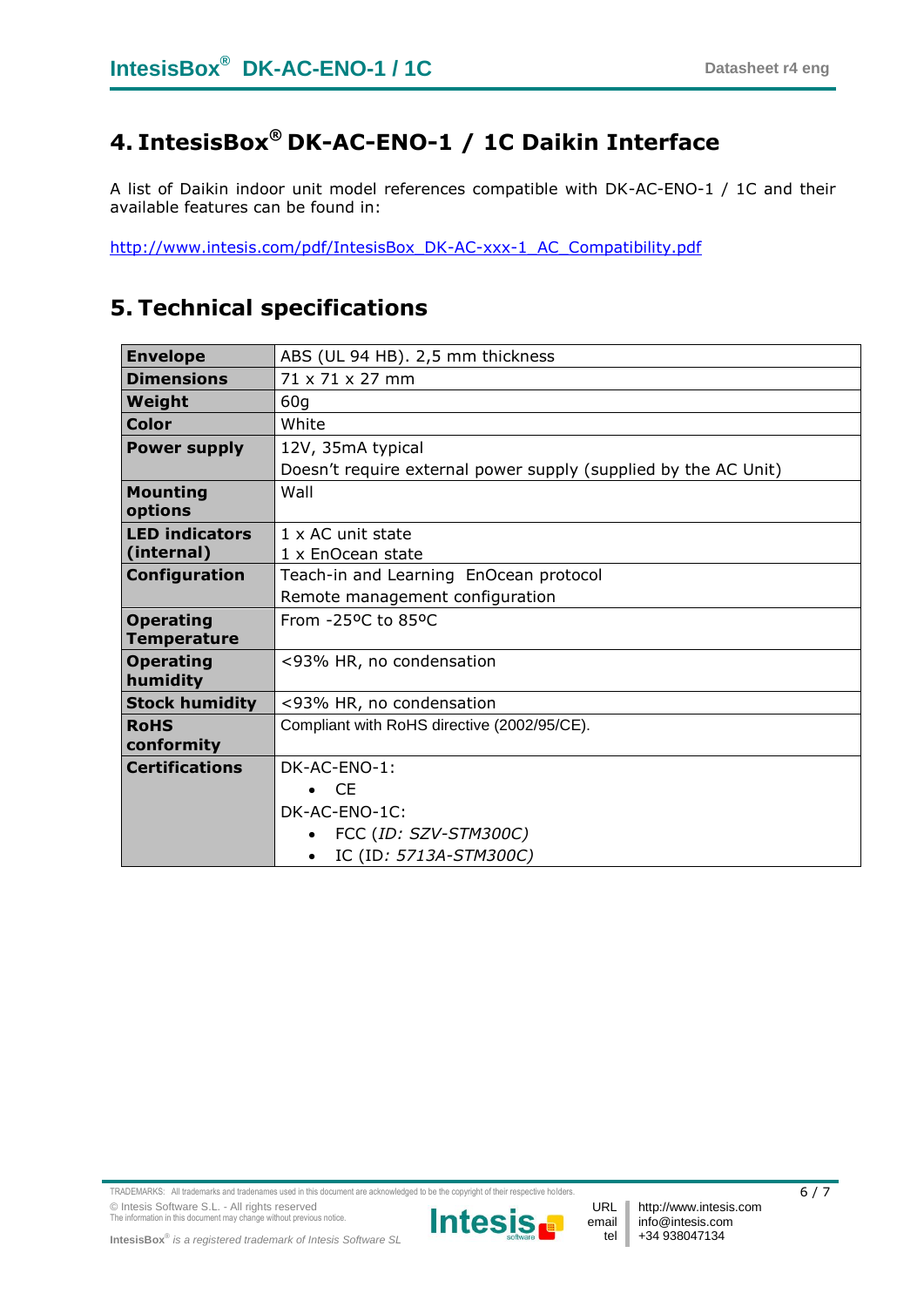## 4. IntesisBox® DK-AC-ENO-1 / 1C Daikin Interface

A list of Daikin indoor unit model references compatible with DK-AC-ENO-1 / 1C and their available features can be found in:

http://www.intesis.com/pdf/IntesisBox_DK-AC-xxx-1_AC_Compatibility.pdf

## 5. Technical specifications

| | |
|---|---|
| **Envelope** | ABS (UL 94 HB). 2,5 mm thickness |
| **Dimensions** | 71 x 71 x 27 mm |
| **Weight** | 60g |
| **Color** | White |
| **Power supply** | 12V, 35mA typical<br>Doesn't require external power supply (supplied by the AC Unit) |
| **Mounting options** | Wall |
| **LED indicators (internal)** | 1 x AC unit state<br>1 x EnOcean state |
| **Configuration** | Teach-in and Learning EnOcean protocol<br>Remote management configuration |
| **Operating Temperature** | From -25ºC to 85ºC |
| **Operating humidity** | <93% HR, no condensation |
| **Stock humidity** | <93% HR, no condensation |
| **RoHS conformity** | Compliant with RoHS directive (2002/95/CE). |
| **Certifications** | DK-AC-ENO-1:<br>• CE<br>DK-AC-ENO-1C:<br>• FCC (*ID: SZV-STM300C)*<br>• IC (ID*: 5713A-STM300C)* |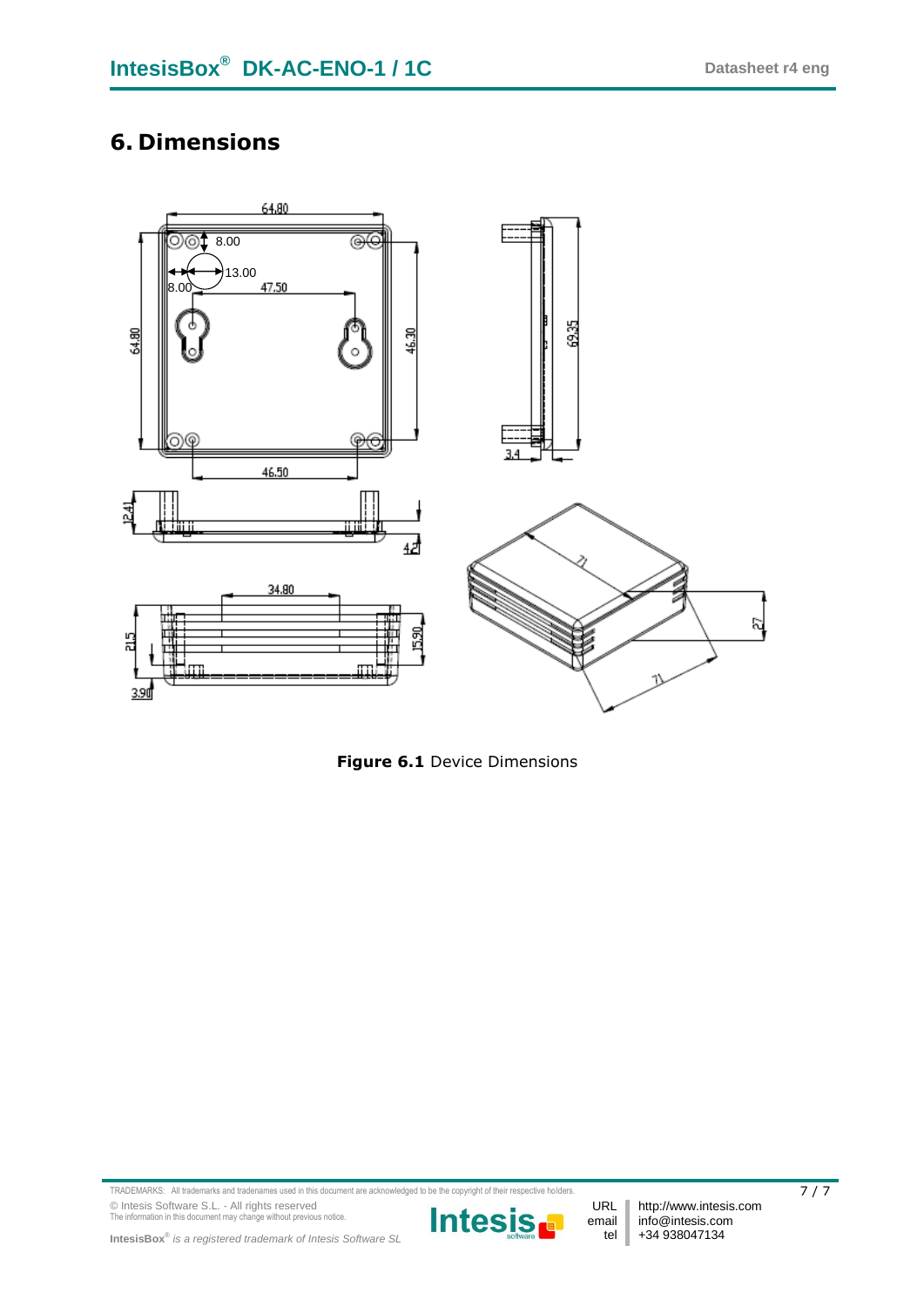# 6. Dimensions

64.80

8.00

13.00

8.00

47.50

64.80

46.30

69.25

3.4

46.50

12.41

4.2

34.80

21.5

15.90

3.90

71

27

71

**Figure 6.1** Device Dimensions